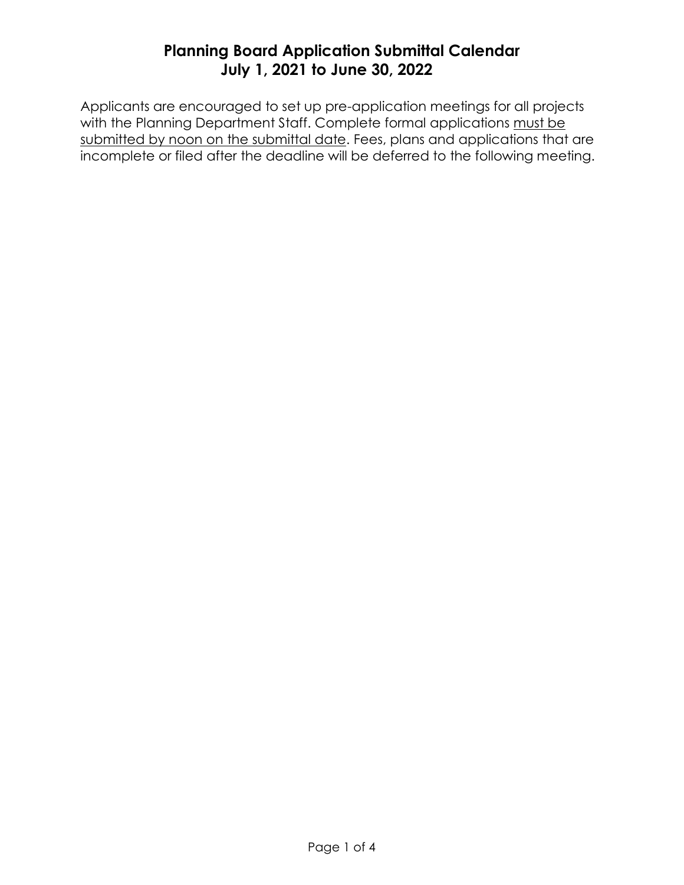# Planning Board Application Submittal Calendar
## July 1, 2021 to June 30, 2022

Applicants are encouraged to set up pre-application meetings for all projects with the Planning Department Staff. Complete formal applications <u>must be submitted by noon on the submittal date</u>. Fees, plans and applications that are incomplete or filed after the deadline will be deferred to the following meeting.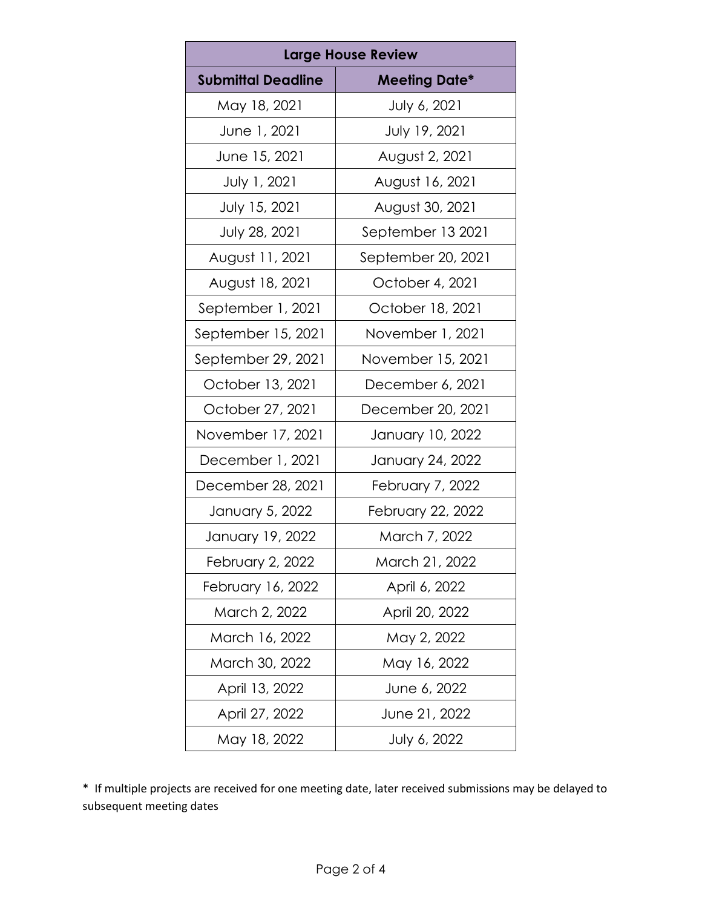| Large House Review | |
|---|---|
| **Submittal Deadline** | **Meeting Date*** |
| May 18, 2021 | July 6, 2021 |
| June 1, 2021 | July 19, 2021 |
| June 15, 2021 | August 2, 2021 |
| July 1, 2021 | August 16, 2021 |
| July 15, 2021 | August 30, 2021 |
| July 28, 2021 | September 13 2021 |
| August 11, 2021 | September 20, 2021 |
| August 18, 2021 | October 4, 2021 |
| September 1, 2021 | October 18, 2021 |
| September 15, 2021 | November 1, 2021 |
| September 29, 2021 | November 15, 2021 |
| October 13, 2021 | December 6, 2021 |
| October 27, 2021 | December 20, 2021 |
| November 17, 2021 | January 10, 2022 |
| December 1, 2021 | January 24, 2022 |
| December 28, 2021 | February 7, 2022 |
| January 5, 2022 | February 22, 2022 |
| January 19, 2022 | March 7, 2022 |
| February 2, 2022 | March 21, 2022 |
| February 16, 2022 | April 6, 2022 |
| March 2, 2022 | April 20, 2022 |
| March 16, 2022 | May 2, 2022 |
| March 30, 2022 | May 16, 2022 |
| April 13, 2022 | June 6, 2022 |
| April 27, 2022 | June 21, 2022 |
| May 18, 2022 | July 6, 2022 |

* If multiple projects are received for one meeting date, later received submissions may be delayed to subsequent meeting dates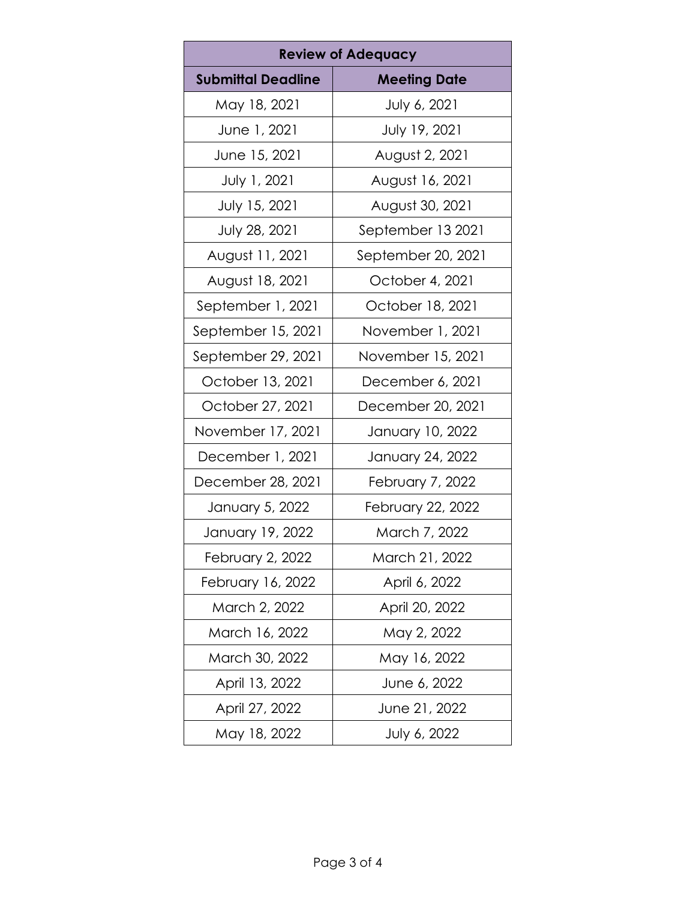| Review of Adequacy | |
|---|---|
| **Submittal Deadline** | **Meeting Date** |
| May 18, 2021 | July 6, 2021 |
| June 1, 2021 | July 19, 2021 |
| June 15, 2021 | August 2, 2021 |
| July 1, 2021 | August 16, 2021 |
| July 15, 2021 | August 30, 2021 |
| July 28, 2021 | September 13 2021 |
| August 11, 2021 | September 20, 2021 |
| August 18, 2021 | October 4, 2021 |
| September 1, 2021 | October 18, 2021 |
| September 15, 2021 | November 1, 2021 |
| September 29, 2021 | November 15, 2021 |
| October 13, 2021 | December 6, 2021 |
| October 27, 2021 | December 20, 2021 |
| November 17, 2021 | January 10, 2022 |
| December 1, 2021 | January 24, 2022 |
| December 28, 2021 | February 7, 2022 |
| January 5, 2022 | February 22, 2022 |
| January 19, 2022 | March 7, 2022 |
| February 2, 2022 | March 21, 2022 |
| February 16, 2022 | April 6, 2022 |
| March 2, 2022 | April 20, 2022 |
| March 16, 2022 | May 2, 2022 |
| March 30, 2022 | May 16, 2022 |
| April 13, 2022 | June 6, 2022 |
| April 27, 2022 | June 21, 2022 |
| May 18, 2022 | July 6, 2022 |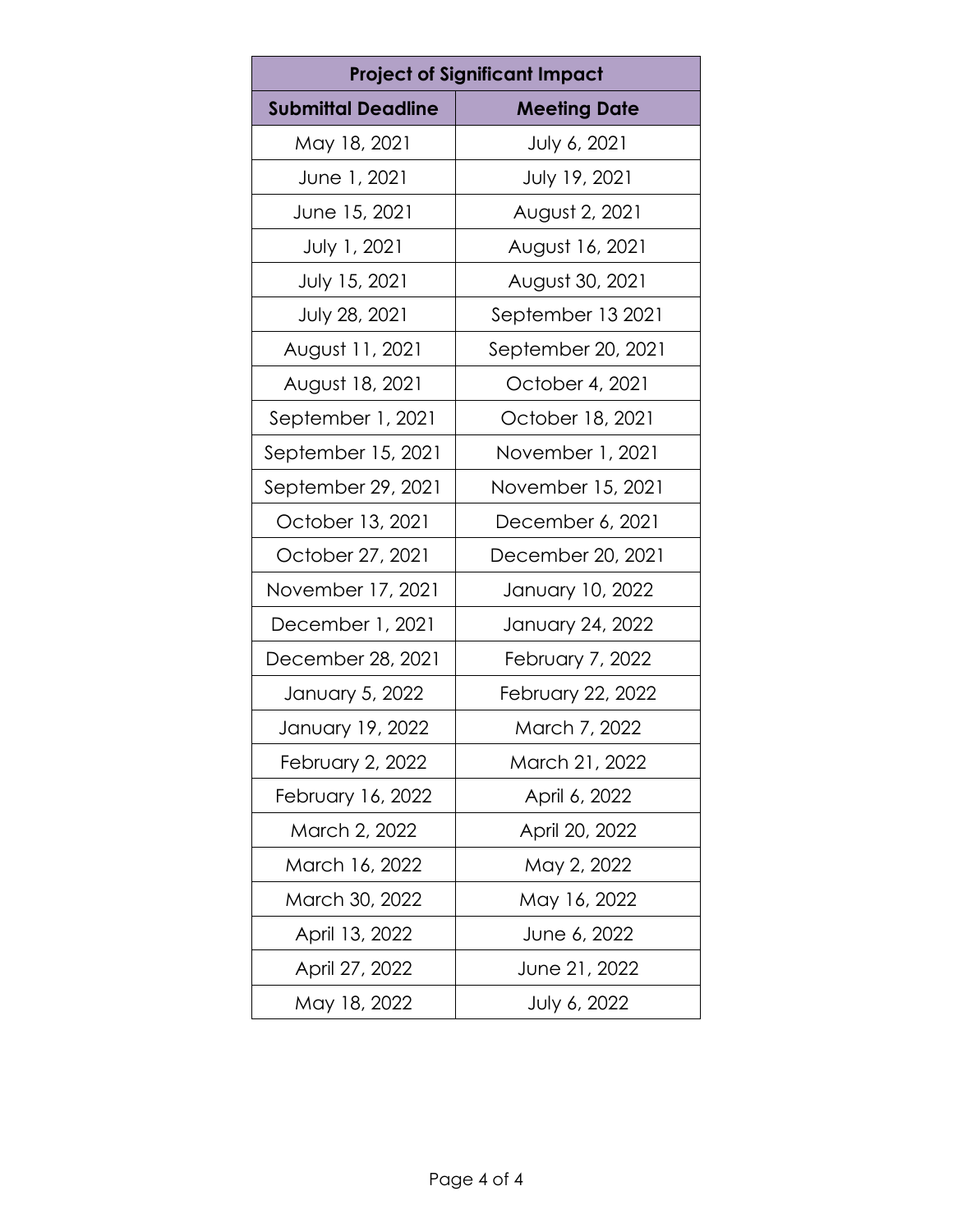| Project of Significant Impact | |
|---|---|
| **Submittal Deadline** | **Meeting Date** |
| May 18, 2021 | July 6, 2021 |
| June 1, 2021 | July 19, 2021 |
| June 15, 2021 | August 2, 2021 |
| July 1, 2021 | August 16, 2021 |
| July 15, 2021 | August 30, 2021 |
| July 28, 2021 | September 13 2021 |
| August 11, 2021 | September 20, 2021 |
| August 18, 2021 | October 4, 2021 |
| September 1, 2021 | October 18, 2021 |
| September 15, 2021 | November 1, 2021 |
| September 29, 2021 | November 15, 2021 |
| October 13, 2021 | December 6, 2021 |
| October 27, 2021 | December 20, 2021 |
| November 17, 2021 | January 10, 2022 |
| December 1, 2021 | January 24, 2022 |
| December 28, 2021 | February 7, 2022 |
| January 5, 2022 | February 22, 2022 |
| January 19, 2022 | March 7, 2022 |
| February 2, 2022 | March 21, 2022 |
| February 16, 2022 | April 6, 2022 |
| March 2, 2022 | April 20, 2022 |
| March 16, 2022 | May 2, 2022 |
| March 30, 2022 | May 16, 2022 |
| April 13, 2022 | June 6, 2022 |
| April 27, 2022 | June 21, 2022 |
| May 18, 2022 | July 6, 2022 |